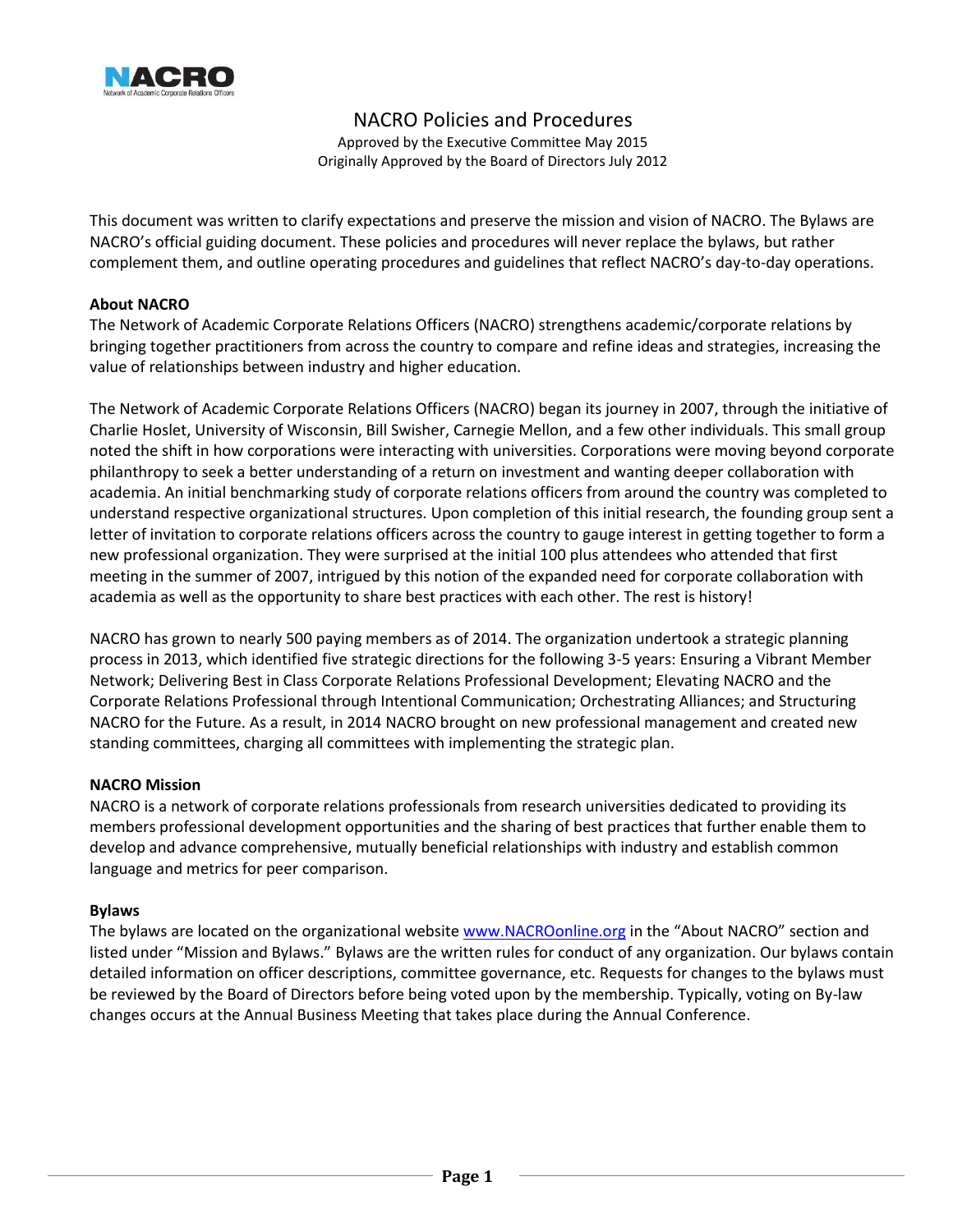# NACRO Policies and Procedures

Approved by the Executive Committee May 2015
Originally Approved by the Board of Directors July 2012

This document was written to clarify expectations and preserve the mission and vision of NACRO. The Bylaws are NACRO's official guiding document. These policies and procedures will never replace the bylaws, but rather complement them, and outline operating procedures and guidelines that reflect NACRO's day-to-day operations.

**About NACRO**

The Network of Academic Corporate Relations Officers (NACRO) strengthens academic/corporate relations by bringing together practitioners from across the country to compare and refine ideas and strategies, increasing the value of relationships between industry and higher education.

The Network of Academic Corporate Relations Officers (NACRO) began its journey in 2007, through the initiative of Charlie Hoslet, University of Wisconsin, Bill Swisher, Carnegie Mellon, and a few other individuals. This small group noted the shift in how corporations were interacting with universities. Corporations were moving beyond corporate philanthropy to seek a better understanding of a return on investment and wanting deeper collaboration with academia. An initial benchmarking study of corporate relations officers from around the country was completed to understand respective organizational structures. Upon completion of this initial research, the founding group sent a letter of invitation to corporate relations officers across the country to gauge interest in getting together to form a new professional organization. They were surprised at the initial 100 plus attendees who attended that first meeting in the summer of 2007, intrigued by this notion of the expanded need for corporate collaboration with academia as well as the opportunity to share best practices with each other. The rest is history!

NACRO has grown to nearly 500 paying members as of 2014. The organization undertook a strategic planning process in 2013, which identified five strategic directions for the following 3-5 years: Ensuring a Vibrant Member Network; Delivering Best in Class Corporate Relations Professional Development; Elevating NACRO and the Corporate Relations Professional through Intentional Communication; Orchestrating Alliances; and Structuring NACRO for the Future. As a result, in 2014 NACRO brought on new professional management and created new standing committees, charging all committees with implementing the strategic plan.

**NACRO Mission**

NACRO is a network of corporate relations professionals from research universities dedicated to providing its members professional development opportunities and the sharing of best practices that further enable them to develop and advance comprehensive, mutually beneficial relationships with industry and establish common language and metrics for peer comparison.

**Bylaws**

The bylaws are located on the organizational website [www.NACROonline.org](http://www.NACROonline.org) in the "About NACRO" section and listed under "Mission and Bylaws." Bylaws are the written rules for conduct of any organization. Our bylaws contain detailed information on officer descriptions, committee governance, etc. Requests for changes to the bylaws must be reviewed by the Board of Directors before being voted upon by the membership. Typically, voting on By-law changes occurs at the Annual Business Meeting that takes place during the Annual Conference.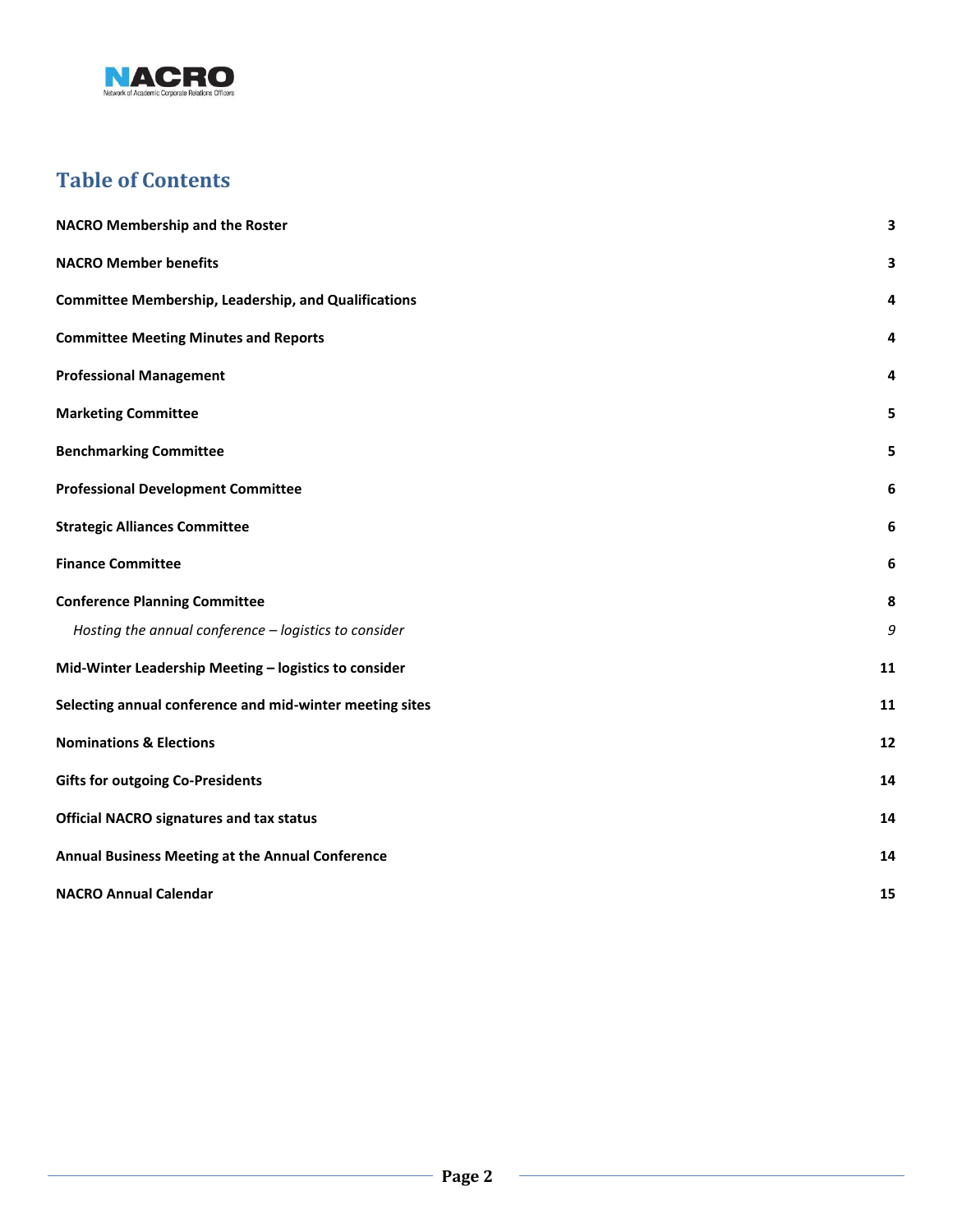## Table of Contents

| | |
|---|---|
| **NACRO Membership and the Roster** | **3** |
| **NACRO Member benefits** | **3** |
| **Committee Membership, Leadership, and Qualifications** | **4** |
| **Committee Meeting Minutes and Reports** | **4** |
| **Professional Management** | **4** |
| **Marketing Committee** | **5** |
| **Benchmarking Committee** | **5** |
| **Professional Development Committee** | **6** |
| **Strategic Alliances Committee** | **6** |
| **Finance Committee** | **6** |
| **Conference Planning Committee** | **8** |
| *Hosting the annual conference – logistics to consider* | *9* |
| **Mid-Winter Leadership Meeting – logistics to consider** | **11** |
| **Selecting annual conference and mid-winter meeting sites** | **11** |
| **Nominations & Elections** | **12** |
| **Gifts for outgoing Co-Presidents** | **14** |
| **Official NACRO signatures and tax status** | **14** |
| **Annual Business Meeting at the Annual Conference** | **14** |
| **NACRO Annual Calendar** | **15** |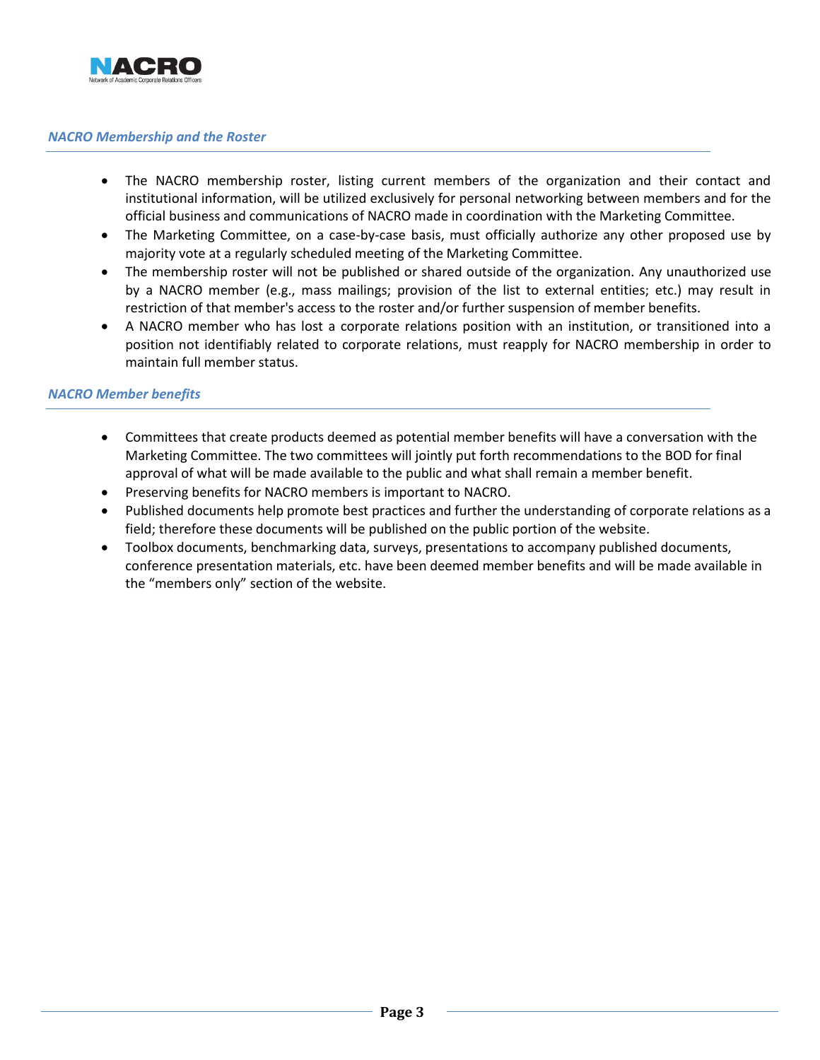### *NACRO Membership and the Roster*

- The NACRO membership roster, listing current members of the organization and their contact and institutional information, will be utilized exclusively for personal networking between members and for the official business and communications of NACRO made in coordination with the Marketing Committee.
- The Marketing Committee, on a case-by-case basis, must officially authorize any other proposed use by majority vote at a regularly scheduled meeting of the Marketing Committee.
- The membership roster will not be published or shared outside of the organization. Any unauthorized use by a NACRO member (e.g., mass mailings; provision of the list to external entities; etc.) may result in restriction of that member's access to the roster and/or further suspension of member benefits.
- A NACRO member who has lost a corporate relations position with an institution, or transitioned into a position not identifiably related to corporate relations, must reapply for NACRO membership in order to maintain full member status.

### *NACRO Member benefits*

- Committees that create products deemed as potential member benefits will have a conversation with the Marketing Committee. The two committees will jointly put forth recommendations to the BOD for final approval of what will be made available to the public and what shall remain a member benefit.
- Preserving benefits for NACRO members is important to NACRO.
- Published documents help promote best practices and further the understanding of corporate relations as a field; therefore these documents will be published on the public portion of the website.
- Toolbox documents, benchmarking data, surveys, presentations to accompany published documents, conference presentation materials, etc. have been deemed member benefits and will be made available in the "members only" section of the website.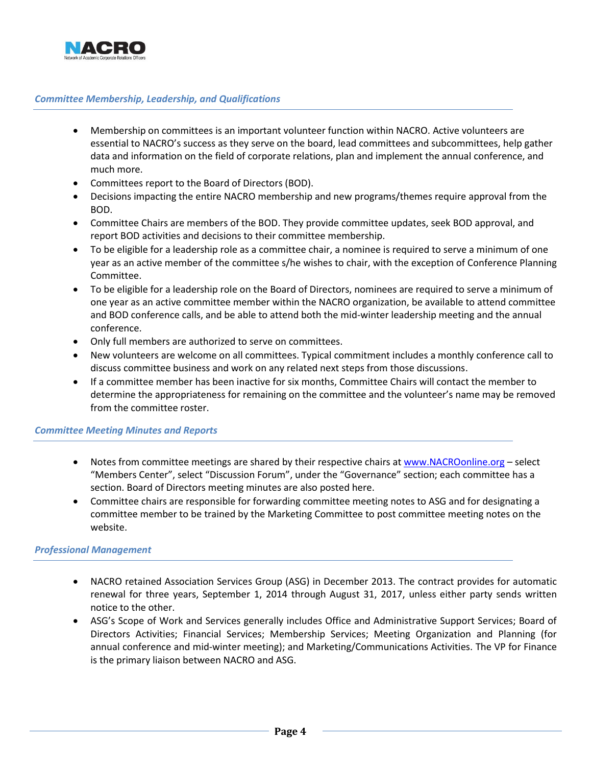### *Committee Membership, Leadership, and Qualifications*

- Membership on committees is an important volunteer function within NACRO. Active volunteers are essential to NACRO's success as they serve on the board, lead committees and subcommittees, help gather data and information on the field of corporate relations, plan and implement the annual conference, and much more.
- Committees report to the Board of Directors (BOD).
- Decisions impacting the entire NACRO membership and new programs/themes require approval from the BOD.
- Committee Chairs are members of the BOD. They provide committee updates, seek BOD approval, and report BOD activities and decisions to their committee membership.
- To be eligible for a leadership role as a committee chair, a nominee is required to serve a minimum of one year as an active member of the committee s/he wishes to chair, with the exception of Conference Planning Committee.
- To be eligible for a leadership role on the Board of Directors, nominees are required to serve a minimum of one year as an active committee member within the NACRO organization, be available to attend committee and BOD conference calls, and be able to attend both the mid-winter leadership meeting and the annual conference.
- Only full members are authorized to serve on committees.
- New volunteers are welcome on all committees. Typical commitment includes a monthly conference call to discuss committee business and work on any related next steps from those discussions.
- If a committee member has been inactive for six months, Committee Chairs will contact the member to determine the appropriateness for remaining on the committee and the volunteer's name may be removed from the committee roster.

### *Committee Meeting Minutes and Reports*

- Notes from committee meetings are shared by their respective chairs at www.NACROonline.org – select "Members Center", select "Discussion Forum", under the "Governance" section; each committee has a section. Board of Directors meeting minutes are also posted here.
- Committee chairs are responsible for forwarding committee meeting notes to ASG and for designating a committee member to be trained by the Marketing Committee to post committee meeting notes on the website.

### *Professional Management*

- NACRO retained Association Services Group (ASG) in December 2013. The contract provides for automatic renewal for three years, September 1, 2014 through August 31, 2017, unless either party sends written notice to the other.
- ASG's Scope of Work and Services generally includes Office and Administrative Support Services; Board of Directors Activities; Financial Services; Membership Services; Meeting Organization and Planning (for annual conference and mid-winter meeting); and Marketing/Communications Activities. The VP for Finance is the primary liaison between NACRO and ASG.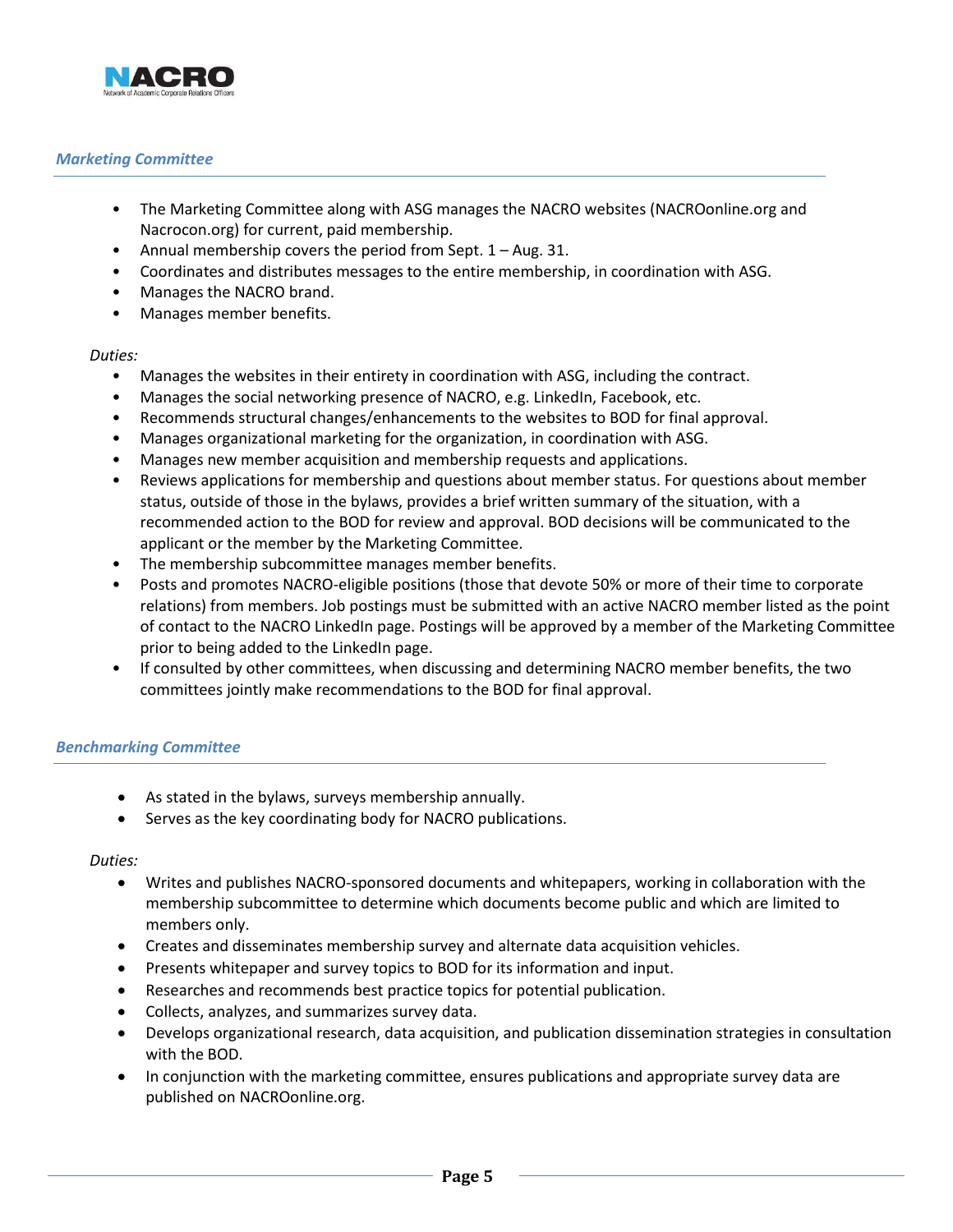### *Marketing Committee*

- The Marketing Committee along with ASG manages the NACRO websites (NACROonline.org and Nacrocon.org) for current, paid membership.
- Annual membership covers the period from Sept. 1 – Aug. 31.
- Coordinates and distributes messages to the entire membership, in coordination with ASG.
- Manages the NACRO brand.
- Manages member benefits.

*Duties:*

- Manages the websites in their entirety in coordination with ASG, including the contract.
- Manages the social networking presence of NACRO, e.g. LinkedIn, Facebook, etc.
- Recommends structural changes/enhancements to the websites to BOD for final approval.
- Manages organizational marketing for the organization, in coordination with ASG.
- Manages new member acquisition and membership requests and applications.
- Reviews applications for membership and questions about member status. For questions about member status, outside of those in the bylaws, provides a brief written summary of the situation, with a recommended action to the BOD for review and approval. BOD decisions will be communicated to the applicant or the member by the Marketing Committee.
- The membership subcommittee manages member benefits.
- Posts and promotes NACRO-eligible positions (those that devote 50% or more of their time to corporate relations) from members. Job postings must be submitted with an active NACRO member listed as the point of contact to the NACRO LinkedIn page. Postings will be approved by a member of the Marketing Committee prior to being added to the LinkedIn page.
- If consulted by other committees, when discussing and determining NACRO member benefits, the two committees jointly make recommendations to the BOD for final approval.

### *Benchmarking Committee*

- As stated in the bylaws, surveys membership annually.
- Serves as the key coordinating body for NACRO publications.

*Duties:*

- Writes and publishes NACRO-sponsored documents and whitepapers, working in collaboration with the membership subcommittee to determine which documents become public and which are limited to members only.
- Creates and disseminates membership survey and alternate data acquisition vehicles.
- Presents whitepaper and survey topics to BOD for its information and input.
- Researches and recommends best practice topics for potential publication.
- Collects, analyzes, and summarizes survey data.
- Develops organizational research, data acquisition, and publication dissemination strategies in consultation with the BOD.
- In conjunction with the marketing committee, ensures publications and appropriate survey data are published on NACROonline.org.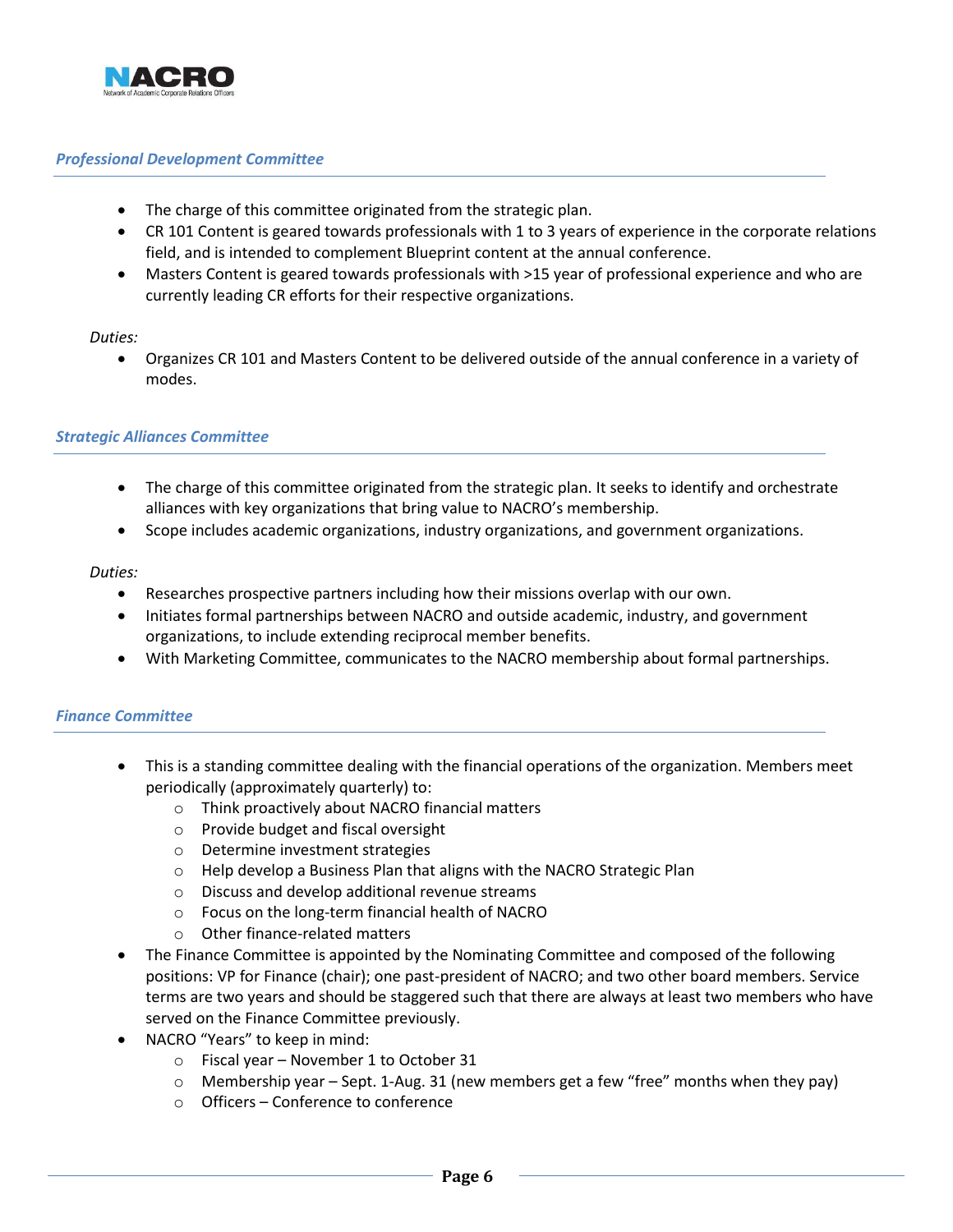### *Professional Development Committee*

- The charge of this committee originated from the strategic plan.
- CR 101 Content is geared towards professionals with 1 to 3 years of experience in the corporate relations field, and is intended to complement Blueprint content at the annual conference.
- Masters Content is geared towards professionals with >15 year of professional experience and who are currently leading CR efforts for their respective organizations.

*Duties:*

- Organizes CR 101 and Masters Content to be delivered outside of the annual conference in a variety of modes.

### *Strategic Alliances Committee*

- The charge of this committee originated from the strategic plan. It seeks to identify and orchestrate alliances with key organizations that bring value to NACRO's membership.
- Scope includes academic organizations, industry organizations, and government organizations.

*Duties:*

- Researches prospective partners including how their missions overlap with our own.
- Initiates formal partnerships between NACRO and outside academic, industry, and government organizations, to include extending reciprocal member benefits.
- With Marketing Committee, communicates to the NACRO membership about formal partnerships.

### *Finance Committee*

- This is a standing committee dealing with the financial operations of the organization. Members meet periodically (approximately quarterly) to:
  - Think proactively about NACRO financial matters
  - Provide budget and fiscal oversight
  - Determine investment strategies
  - Help develop a Business Plan that aligns with the NACRO Strategic Plan
  - Discuss and develop additional revenue streams
  - Focus on the long-term financial health of NACRO
  - Other finance-related matters
- The Finance Committee is appointed by the Nominating Committee and composed of the following positions: VP for Finance (chair); one past-president of NACRO; and two other board members. Service terms are two years and should be staggered such that there are always at least two members who have served on the Finance Committee previously.
- NACRO "Years" to keep in mind:
  - Fiscal year – November 1 to October 31
  - Membership year – Sept. 1-Aug. 31 (new members get a few "free" months when they pay)
  - Officers – Conference to conference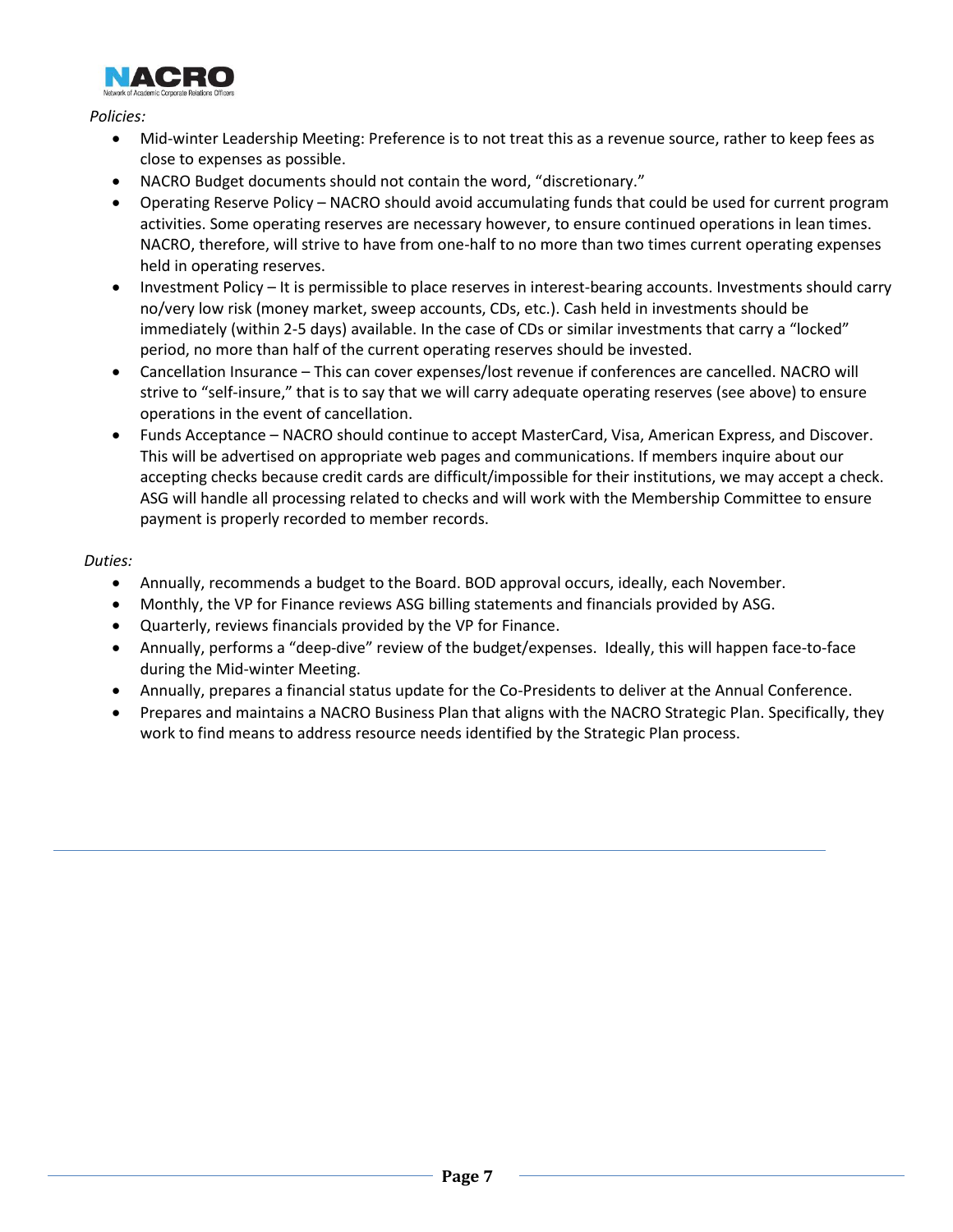*Policies:*

- Mid-winter Leadership Meeting: Preference is to not treat this as a revenue source, rather to keep fees as close to expenses as possible.
- NACRO Budget documents should not contain the word, "discretionary."
- Operating Reserve Policy – NACRO should avoid accumulating funds that could be used for current program activities. Some operating reserves are necessary however, to ensure continued operations in lean times. NACRO, therefore, will strive to have from one-half to no more than two times current operating expenses held in operating reserves.
- Investment Policy – It is permissible to place reserves in interest-bearing accounts. Investments should carry no/very low risk (money market, sweep accounts, CDs, etc.). Cash held in investments should be immediately (within 2-5 days) available. In the case of CDs or similar investments that carry a "locked" period, no more than half of the current operating reserves should be invested.
- Cancellation Insurance – This can cover expenses/lost revenue if conferences are cancelled. NACRO will strive to "self-insure," that is to say that we will carry adequate operating reserves (see above) to ensure operations in the event of cancellation.
- Funds Acceptance – NACRO should continue to accept MasterCard, Visa, American Express, and Discover. This will be advertised on appropriate web pages and communications. If members inquire about our accepting checks because credit cards are difficult/impossible for their institutions, we may accept a check. ASG will handle all processing related to checks and will work with the Membership Committee to ensure payment is properly recorded to member records.

*Duties:*

- Annually, recommends a budget to the Board. BOD approval occurs, ideally, each November.
- Monthly, the VP for Finance reviews ASG billing statements and financials provided by ASG.
- Quarterly, reviews financials provided by the VP for Finance.
- Annually, performs a "deep-dive" review of the budget/expenses. Ideally, this will happen face-to-face during the Mid-winter Meeting.
- Annually, prepares a financial status update for the Co-Presidents to deliver at the Annual Conference.
- Prepares and maintains a NACRO Business Plan that aligns with the NACRO Strategic Plan. Specifically, they work to find means to address resource needs identified by the Strategic Plan process.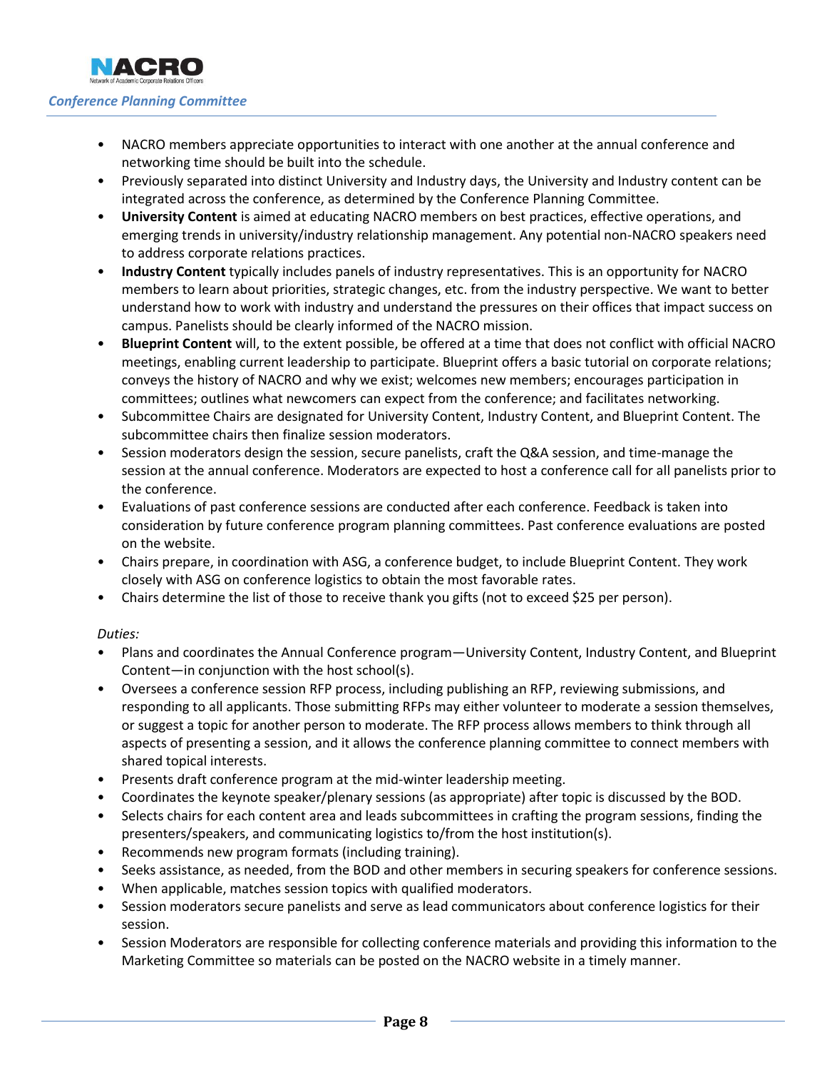- NACRO members appreciate opportunities to interact with one another at the annual conference and networking time should be built into the schedule.
- Previously separated into distinct University and Industry days, the University and Industry content can be integrated across the conference, as determined by the Conference Planning Committee.
- **University Content** is aimed at educating NACRO members on best practices, effective operations, and emerging trends in university/industry relationship management. Any potential non-NACRO speakers need to address corporate relations practices.
- **Industry Content** typically includes panels of industry representatives. This is an opportunity for NACRO members to learn about priorities, strategic changes, etc. from the industry perspective. We want to better understand how to work with industry and understand the pressures on their offices that impact success on campus. Panelists should be clearly informed of the NACRO mission.
- **Blueprint Content** will, to the extent possible, be offered at a time that does not conflict with official NACRO meetings, enabling current leadership to participate. Blueprint offers a basic tutorial on corporate relations; conveys the history of NACRO and why we exist; welcomes new members; encourages participation in committees; outlines what newcomers can expect from the conference; and facilitates networking.
- Subcommittee Chairs are designated for University Content, Industry Content, and Blueprint Content. The subcommittee chairs then finalize session moderators.
- Session moderators design the session, secure panelists, craft the Q&A session, and time-manage the session at the annual conference. Moderators are expected to host a conference call for all panelists prior to the conference.
- Evaluations of past conference sessions are conducted after each conference. Feedback is taken into consideration by future conference program planning committees. Past conference evaluations are posted on the website.
- Chairs prepare, in coordination with ASG, a conference budget, to include Blueprint Content. They work closely with ASG on conference logistics to obtain the most favorable rates.
- Chairs determine the list of those to receive thank you gifts (not to exceed $25 per person).

*Duties:*

- Plans and coordinates the Annual Conference program—University Content, Industry Content, and Blueprint Content—in conjunction with the host school(s).
- Oversees a conference session RFP process, including publishing an RFP, reviewing submissions, and responding to all applicants. Those submitting RFPs may either volunteer to moderate a session themselves, or suggest a topic for another person to moderate. The RFP process allows members to think through all aspects of presenting a session, and it allows the conference planning committee to connect members with shared topical interests.
- Presents draft conference program at the mid-winter leadership meeting.
- Coordinates the keynote speaker/plenary sessions (as appropriate) after topic is discussed by the BOD.
- Selects chairs for each content area and leads subcommittees in crafting the program sessions, finding the presenters/speakers, and communicating logistics to/from the host institution(s).
- Recommends new program formats (including training).
- Seeks assistance, as needed, from the BOD and other members in securing speakers for conference sessions.
- When applicable, matches session topics with qualified moderators.
- Session moderators secure panelists and serve as lead communicators about conference logistics for their session.
- Session Moderators are responsible for collecting conference materials and providing this information to the Marketing Committee so materials can be posted on the NACRO website in a timely manner.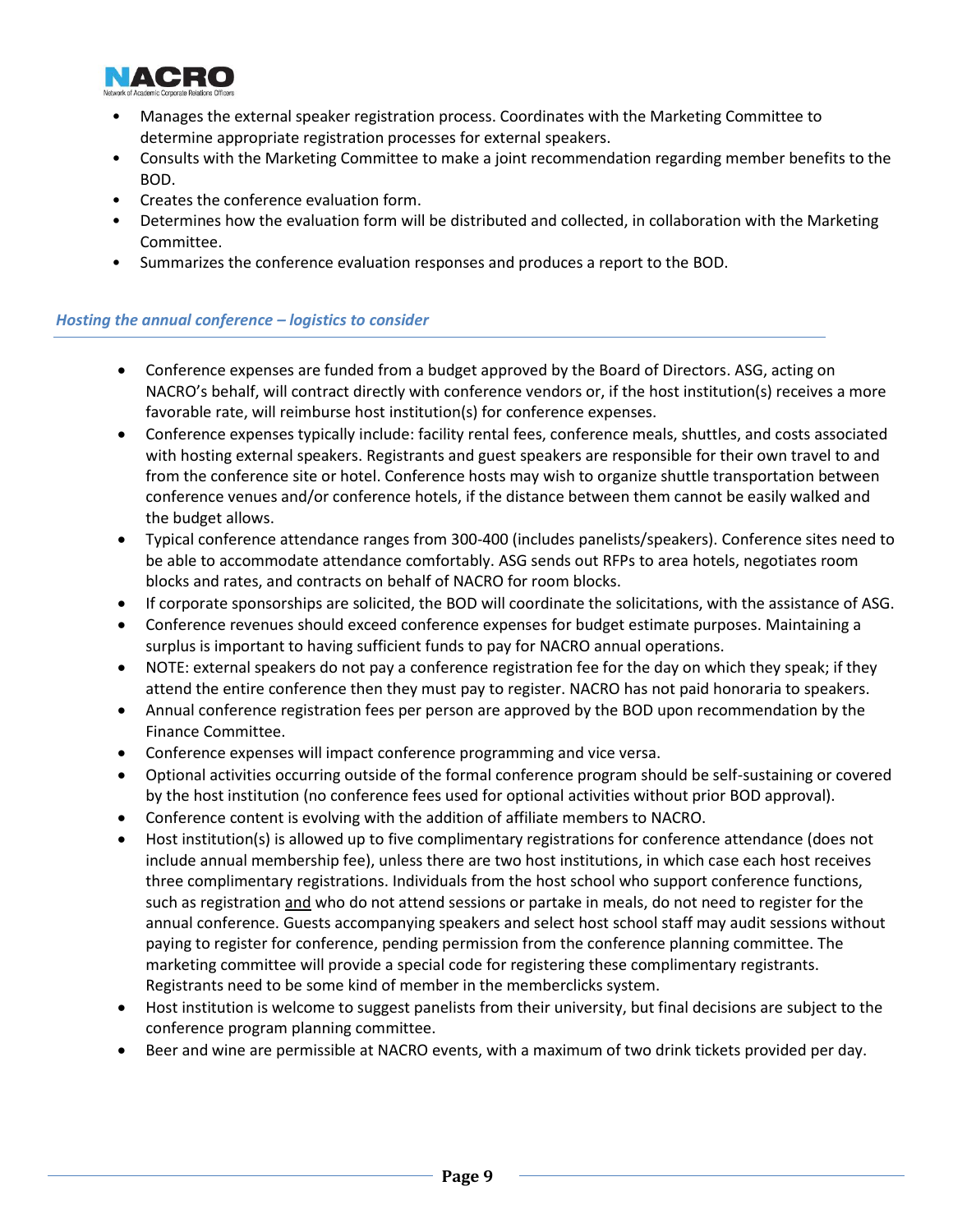- Manages the external speaker registration process. Coordinates with the Marketing Committee to determine appropriate registration processes for external speakers.
- Consults with the Marketing Committee to make a joint recommendation regarding member benefits to the BOD.
- Creates the conference evaluation form.
- Determines how the evaluation form will be distributed and collected, in collaboration with the Marketing Committee.
- Summarizes the conference evaluation responses and produces a report to the BOD.

### *Hosting the annual conference – logistics to consider*

- Conference expenses are funded from a budget approved by the Board of Directors. ASG, acting on NACRO's behalf, will contract directly with conference vendors or, if the host institution(s) receives a more favorable rate, will reimburse host institution(s) for conference expenses.
- Conference expenses typically include: facility rental fees, conference meals, shuttles, and costs associated with hosting external speakers. Registrants and guest speakers are responsible for their own travel to and from the conference site or hotel. Conference hosts may wish to organize shuttle transportation between conference venues and/or conference hotels, if the distance between them cannot be easily walked and the budget allows.
- Typical conference attendance ranges from 300-400 (includes panelists/speakers). Conference sites need to be able to accommodate attendance comfortably. ASG sends out RFPs to area hotels, negotiates room blocks and rates, and contracts on behalf of NACRO for room blocks.
- If corporate sponsorships are solicited, the BOD will coordinate the solicitations, with the assistance of ASG.
- Conference revenues should exceed conference expenses for budget estimate purposes. Maintaining a surplus is important to having sufficient funds to pay for NACRO annual operations.
- NOTE: external speakers do not pay a conference registration fee for the day on which they speak; if they attend the entire conference then they must pay to register. NACRO has not paid honoraria to speakers.
- Annual conference registration fees per person are approved by the BOD upon recommendation by the Finance Committee.
- Conference expenses will impact conference programming and vice versa.
- Optional activities occurring outside of the formal conference program should be self-sustaining or covered by the host institution (no conference fees used for optional activities without prior BOD approval).
- Conference content is evolving with the addition of affiliate members to NACRO.
- Host institution(s) is allowed up to five complimentary registrations for conference attendance (does not include annual membership fee), unless there are two host institutions, in which case each host receives three complimentary registrations. Individuals from the host school who support conference functions, such as registration and who do not attend sessions or partake in meals, do not need to register for the annual conference. Guests accompanying speakers and select host school staff may audit sessions without paying to register for conference, pending permission from the conference planning committee. The marketing committee will provide a special code for registering these complimentary registrants. Registrants need to be some kind of member in the memberclicks system.
- Host institution is welcome to suggest panelists from their university, but final decisions are subject to the conference program planning committee.
- Beer and wine are permissible at NACRO events, with a maximum of two drink tickets provided per day.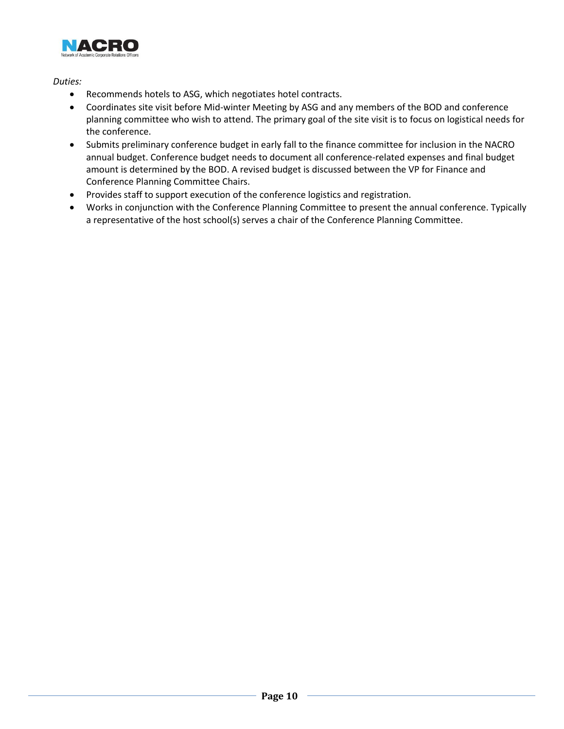*Duties:*

- Recommends hotels to ASG, which negotiates hotel contracts.
- Coordinates site visit before Mid-winter Meeting by ASG and any members of the BOD and conference planning committee who wish to attend. The primary goal of the site visit is to focus on logistical needs for the conference.
- Submits preliminary conference budget in early fall to the finance committee for inclusion in the NACRO annual budget. Conference budget needs to document all conference-related expenses and final budget amount is determined by the BOD. A revised budget is discussed between the VP for Finance and Conference Planning Committee Chairs.
- Provides staff to support execution of the conference logistics and registration.
- Works in conjunction with the Conference Planning Committee to present the annual conference. Typically a representative of the host school(s) serves a chair of the Conference Planning Committee.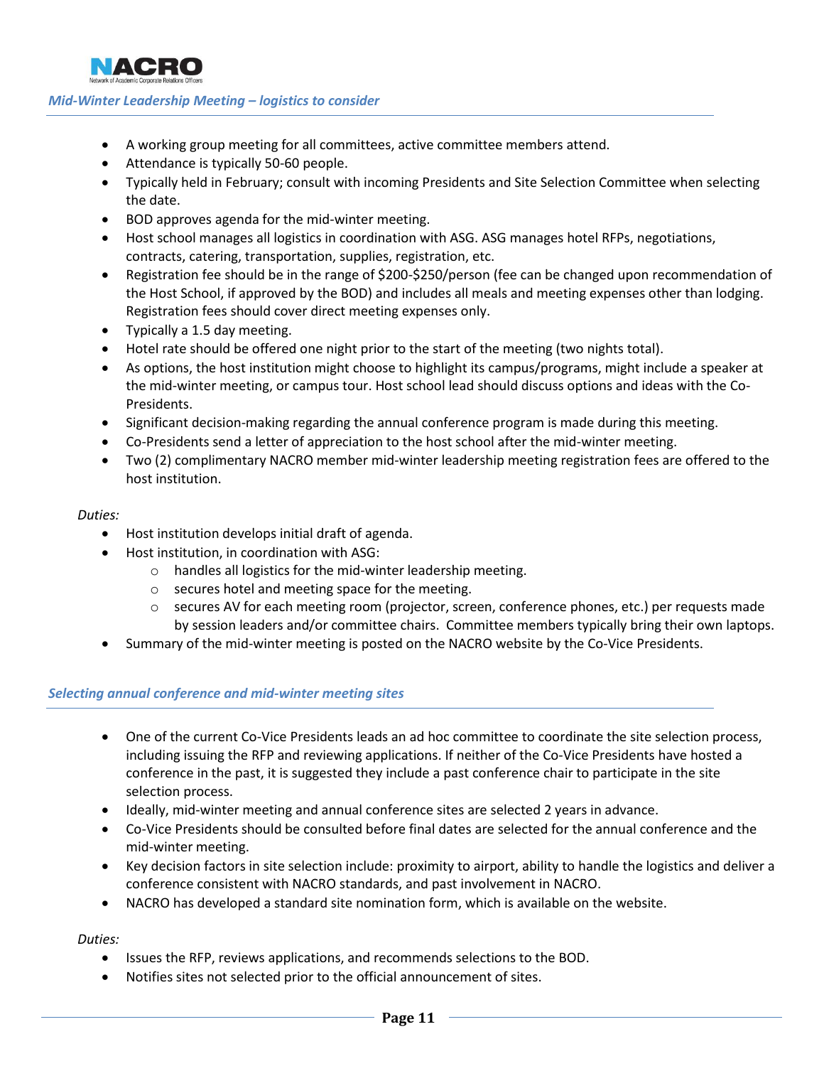## *Mid-Winter Leadership Meeting – logistics to consider*

- A working group meeting for all committees, active committee members attend.
- Attendance is typically 50-60 people.
- Typically held in February; consult with incoming Presidents and Site Selection Committee when selecting the date.
- BOD approves agenda for the mid-winter meeting.
- Host school manages all logistics in coordination with ASG. ASG manages hotel RFPs, negotiations, contracts, catering, transportation, supplies, registration, etc.
- Registration fee should be in the range of $200-$250/person (fee can be changed upon recommendation of the Host School, if approved by the BOD) and includes all meals and meeting expenses other than lodging. Registration fees should cover direct meeting expenses only.
- Typically a 1.5 day meeting.
- Hotel rate should be offered one night prior to the start of the meeting (two nights total).
- As options, the host institution might choose to highlight its campus/programs, might include a speaker at the mid-winter meeting, or campus tour. Host school lead should discuss options and ideas with the Co-Presidents.
- Significant decision-making regarding the annual conference program is made during this meeting.
- Co-Presidents send a letter of appreciation to the host school after the mid-winter meeting.
- Two (2) complimentary NACRO member mid-winter leadership meeting registration fees are offered to the host institution.

*Duties:*

- Host institution develops initial draft of agenda.
- Host institution, in coordination with ASG:
  - handles all logistics for the mid-winter leadership meeting.
  - secures hotel and meeting space for the meeting.
  - secures AV for each meeting room (projector, screen, conference phones, etc.) per requests made by session leaders and/or committee chairs. Committee members typically bring their own laptops.
- Summary of the mid-winter meeting is posted on the NACRO website by the Co-Vice Presidents.

## *Selecting annual conference and mid-winter meeting sites*

- One of the current Co-Vice Presidents leads an ad hoc committee to coordinate the site selection process, including issuing the RFP and reviewing applications. If neither of the Co-Vice Presidents have hosted a conference in the past, it is suggested they include a past conference chair to participate in the site selection process.
- Ideally, mid-winter meeting and annual conference sites are selected 2 years in advance.
- Co-Vice Presidents should be consulted before final dates are selected for the annual conference and the mid-winter meeting.
- Key decision factors in site selection include: proximity to airport, ability to handle the logistics and deliver a conference consistent with NACRO standards, and past involvement in NACRO.
- NACRO has developed a standard site nomination form, which is available on the website.

*Duties:*

- Issues the RFP, reviews applications, and recommends selections to the BOD.
- Notifies sites not selected prior to the official announcement of sites.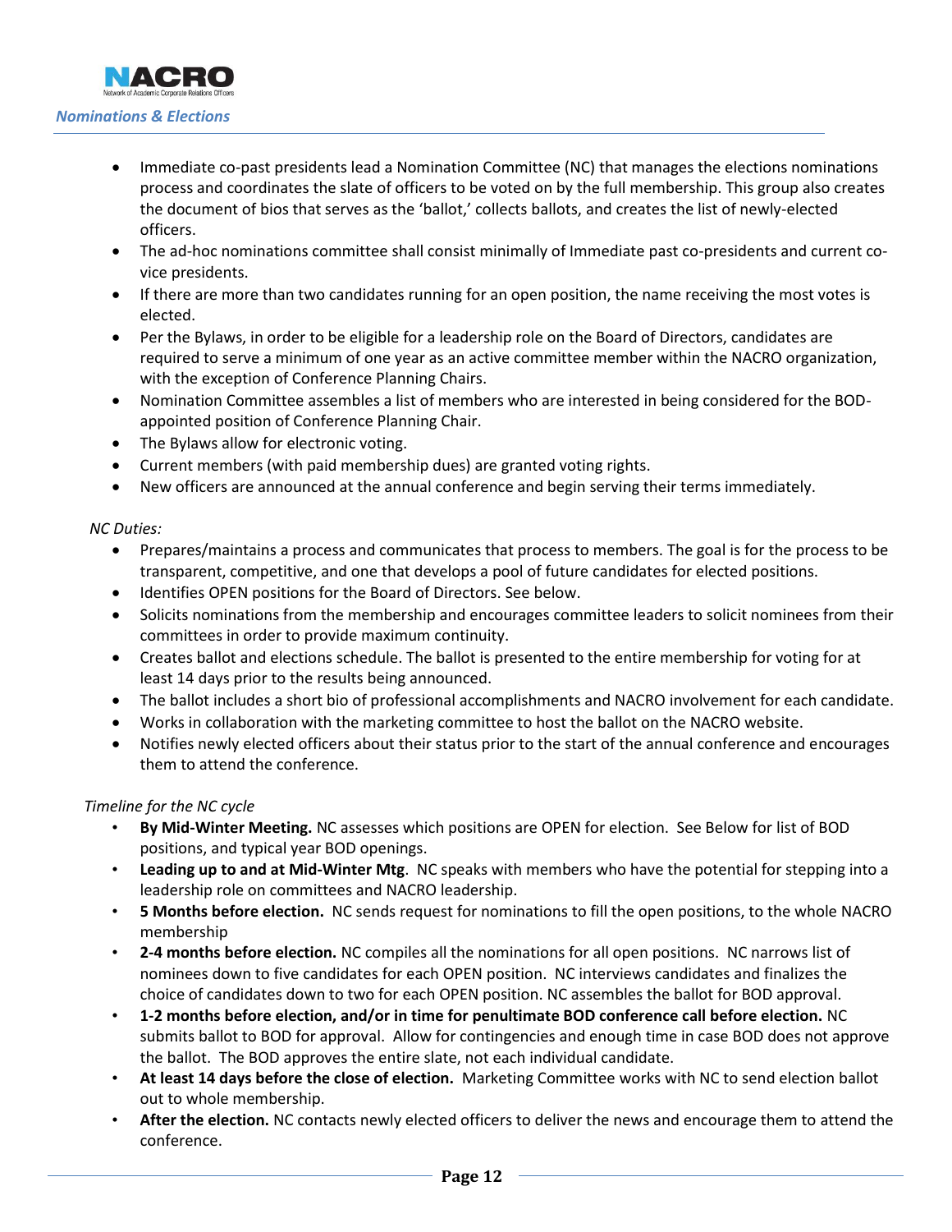## *Nominations & Elections*

- Immediate co-past presidents lead a Nomination Committee (NC) that manages the elections nominations process and coordinates the slate of officers to be voted on by the full membership. This group also creates the document of bios that serves as the 'ballot,' collects ballots, and creates the list of newly-elected officers.
- The ad-hoc nominations committee shall consist minimally of Immediate past co-presidents and current co-vice presidents.
- If there are more than two candidates running for an open position, the name receiving the most votes is elected.
- Per the Bylaws, in order to be eligible for a leadership role on the Board of Directors, candidates are required to serve a minimum of one year as an active committee member within the NACRO organization, with the exception of Conference Planning Chairs.
- Nomination Committee assembles a list of members who are interested in being considered for the BOD-appointed position of Conference Planning Chair.
- The Bylaws allow for electronic voting.
- Current members (with paid membership dues) are granted voting rights.
- New officers are announced at the annual conference and begin serving their terms immediately.

*NC Duties:*

- Prepares/maintains a process and communicates that process to members. The goal is for the process to be transparent, competitive, and one that develops a pool of future candidates for elected positions.
- Identifies OPEN positions for the Board of Directors. See below.
- Solicits nominations from the membership and encourages committee leaders to solicit nominees from their committees in order to provide maximum continuity.
- Creates ballot and elections schedule. The ballot is presented to the entire membership for voting for at least 14 days prior to the results being announced.
- The ballot includes a short bio of professional accomplishments and NACRO involvement for each candidate.
- Works in collaboration with the marketing committee to host the ballot on the NACRO website.
- Notifies newly elected officers about their status prior to the start of the annual conference and encourages them to attend the conference.

*Timeline for the NC cycle*

- **By Mid-Winter Meeting.** NC assesses which positions are OPEN for election. See Below for list of BOD positions, and typical year BOD openings.
- **Leading up to and at Mid-Winter Mtg**. NC speaks with members who have the potential for stepping into a leadership role on committees and NACRO leadership.
- **5 Months before election.** NC sends request for nominations to fill the open positions, to the whole NACRO membership
- **2-4 months before election.** NC compiles all the nominations for all open positions. NC narrows list of nominees down to five candidates for each OPEN position. NC interviews candidates and finalizes the choice of candidates down to two for each OPEN position. NC assembles the ballot for BOD approval.
- **1-2 months before election, and/or in time for penultimate BOD conference call before election.** NC submits ballot to BOD for approval. Allow for contingencies and enough time in case BOD does not approve the ballot. The BOD approves the entire slate, not each individual candidate.
- **At least 14 days before the close of election.** Marketing Committee works with NC to send election ballot out to whole membership.
- **After the election.** NC contacts newly elected officers to deliver the news and encourage them to attend the conference.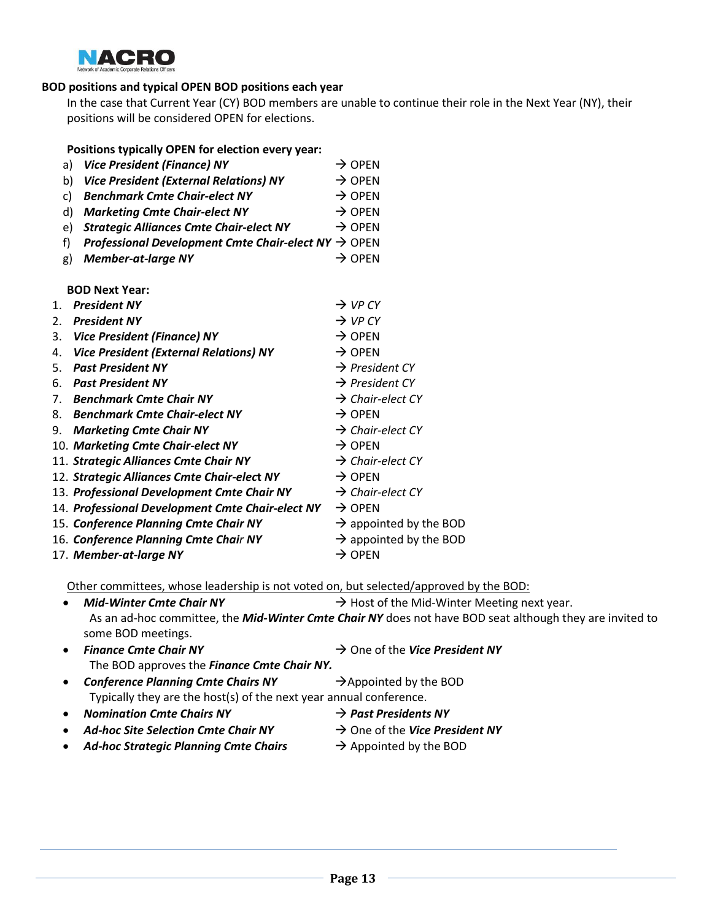**BOD positions and typical OPEN BOD positions each year**

In the case that Current Year (CY) BOD members are unable to continue their role in the Next Year (NY), their positions will be considered OPEN for elections.

**Positions typically OPEN for election every year:**

a) ***Vice President (Finance) NY*** → OPEN
b) ***Vice President (External Relations) NY*** → OPEN
c) ***Benchmark Cmte Chair-elect NY*** → OPEN
d) ***Marketing Cmte Chair-elect NY*** → OPEN
e) ***Strategic Alliances Cmte Chair-elect NY*** → OPEN
f) ***Professional Development Cmte Chair-elect NY*** → OPEN
g) ***Member-at-large NY*** → OPEN

**BOD Next Year:**

1. ***President NY*** → *VP CY*
2. ***President NY*** → *VP CY*
3. ***Vice President (Finance) NY*** → OPEN
4. ***Vice President (External Relations) NY*** → OPEN
5. ***Past President NY*** → *President CY*
6. ***Past President NY*** → *President CY*
7. ***Benchmark Cmte Chair NY*** → *Chair-elect CY*
8. ***Benchmark Cmte Chair-elect NY*** → OPEN
9. ***Marketing Cmte Chair NY*** → *Chair-elect CY*
10. ***Marketing Cmte Chair-elect NY*** → OPEN
11. ***Strategic Alliances Cmte Chair NY*** → *Chair-elect CY*
12. ***Strategic Alliances Cmte Chair-elect NY*** → OPEN
13. ***Professional Development Cmte Chair NY*** → *Chair-elect CY*
14. ***Professional Development Cmte Chair-elect NY*** → OPEN
15. ***Conference Planning Cmte Chair NY*** → appointed by the BOD
16. ***Conference Planning Cmte Chair NY*** → appointed by the BOD
17. ***Member-at-large NY*** → OPEN

<u>Other committees, whose leadership is not voted on, but selected/approved by the BOD:</u>

- ***Mid-Winter Cmte Chair NY*** → Host of the Mid-Winter Meeting next year.
  As an ad-hoc committee, the ***Mid-Winter Cmte Chair NY*** does not have BOD seat although they are invited to some BOD meetings.
- ***Finance Cmte Chair NY*** → One of the ***Vice President NY***
  The BOD approves the ***Finance Cmte Chair NY.***
- ***Conference Planning Cmte Chairs NY*** → Appointed by the BOD
  Typically they are the host(s) of the next year annual conference.
- ***Nomination Cmte Chairs NY*** → ***Past Presidents NY***
- ***Ad-hoc Site Selection Cmte Chair NY*** → One of the ***Vice President NY***
- ***Ad-hoc Strategic Planning Cmte Chairs*** → Appointed by the BOD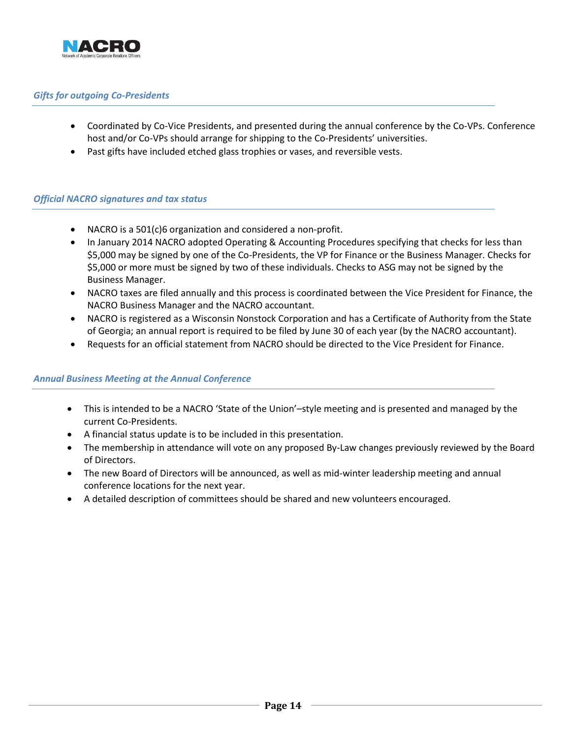### *Gifts for outgoing Co-Presidents*

- Coordinated by Co-Vice Presidents, and presented during the annual conference by the Co-VPs. Conference host and/or Co-VPs should arrange for shipping to the Co-Presidents' universities.
- Past gifts have included etched glass trophies or vases, and reversible vests.

### *Official NACRO signatures and tax status*

- NACRO is a 501(c)6 organization and considered a non-profit.
- In January 2014 NACRO adopted Operating & Accounting Procedures specifying that checks for less than $5,000 may be signed by one of the Co-Presidents, the VP for Finance or the Business Manager. Checks for $5,000 or more must be signed by two of these individuals. Checks to ASG may not be signed by the Business Manager.
- NACRO taxes are filed annually and this process is coordinated between the Vice President for Finance, the NACRO Business Manager and the NACRO accountant.
- NACRO is registered as a Wisconsin Nonstock Corporation and has a Certificate of Authority from the State of Georgia; an annual report is required to be filed by June 30 of each year (by the NACRO accountant).
- Requests for an official statement from NACRO should be directed to the Vice President for Finance.

### *Annual Business Meeting at the Annual Conference*

- This is intended to be a NACRO 'State of the Union'–style meeting and is presented and managed by the current Co-Presidents.
- A financial status update is to be included in this presentation.
- The membership in attendance will vote on any proposed By-Law changes previously reviewed by the Board of Directors.
- The new Board of Directors will be announced, as well as mid-winter leadership meeting and annual conference locations for the next year.
- A detailed description of committees should be shared and new volunteers encouraged.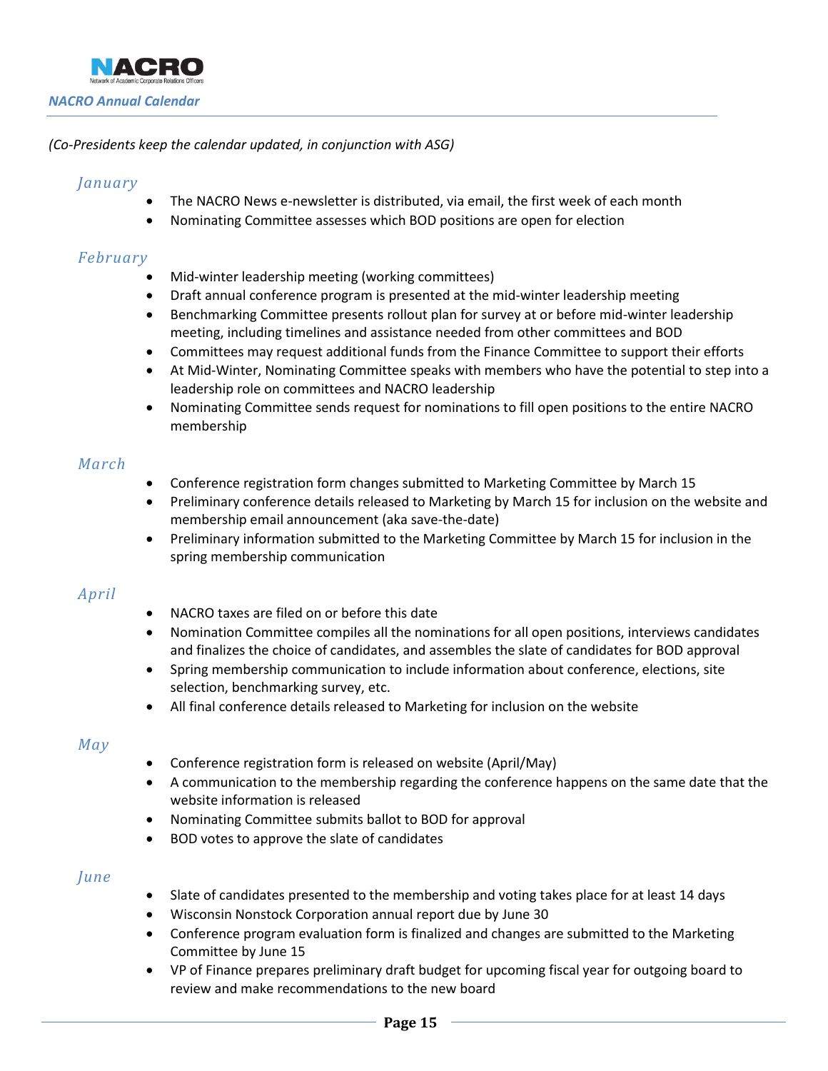*NACRO Annual Calendar*

*(Co-Presidents keep the calendar updated, in conjunction with ASG)*

### *January*

- The NACRO News e-newsletter is distributed, via email, the first week of each month
- Nominating Committee assesses which BOD positions are open for election

### *February*

- Mid-winter leadership meeting (working committees)
- Draft annual conference program is presented at the mid-winter leadership meeting
- Benchmarking Committee presents rollout plan for survey at or before mid-winter leadership meeting, including timelines and assistance needed from other committees and BOD
- Committees may request additional funds from the Finance Committee to support their efforts
- At Mid-Winter, Nominating Committee speaks with members who have the potential to step into a leadership role on committees and NACRO leadership
- Nominating Committee sends request for nominations to fill open positions to the entire NACRO membership

### *March*

- Conference registration form changes submitted to Marketing Committee by March 15
- Preliminary conference details released to Marketing by March 15 for inclusion on the website and membership email announcement (aka save-the-date)
- Preliminary information submitted to the Marketing Committee by March 15 for inclusion in the spring membership communication

### *April*

- NACRO taxes are filed on or before this date
- Nomination Committee compiles all the nominations for all open positions, interviews candidates and finalizes the choice of candidates, and assembles the slate of candidates for BOD approval
- Spring membership communication to include information about conference, elections, site selection, benchmarking survey, etc.
- All final conference details released to Marketing for inclusion on the website

### *May*

- Conference registration form is released on website (April/May)
- A communication to the membership regarding the conference happens on the same date that the website information is released
- Nominating Committee submits ballot to BOD for approval
- BOD votes to approve the slate of candidates

### *June*

- Slate of candidates presented to the membership and voting takes place for at least 14 days
- Wisconsin Nonstock Corporation annual report due by June 30
- Conference program evaluation form is finalized and changes are submitted to the Marketing Committee by June 15
- VP of Finance prepares preliminary draft budget for upcoming fiscal year for outgoing board to review and make recommendations to the new board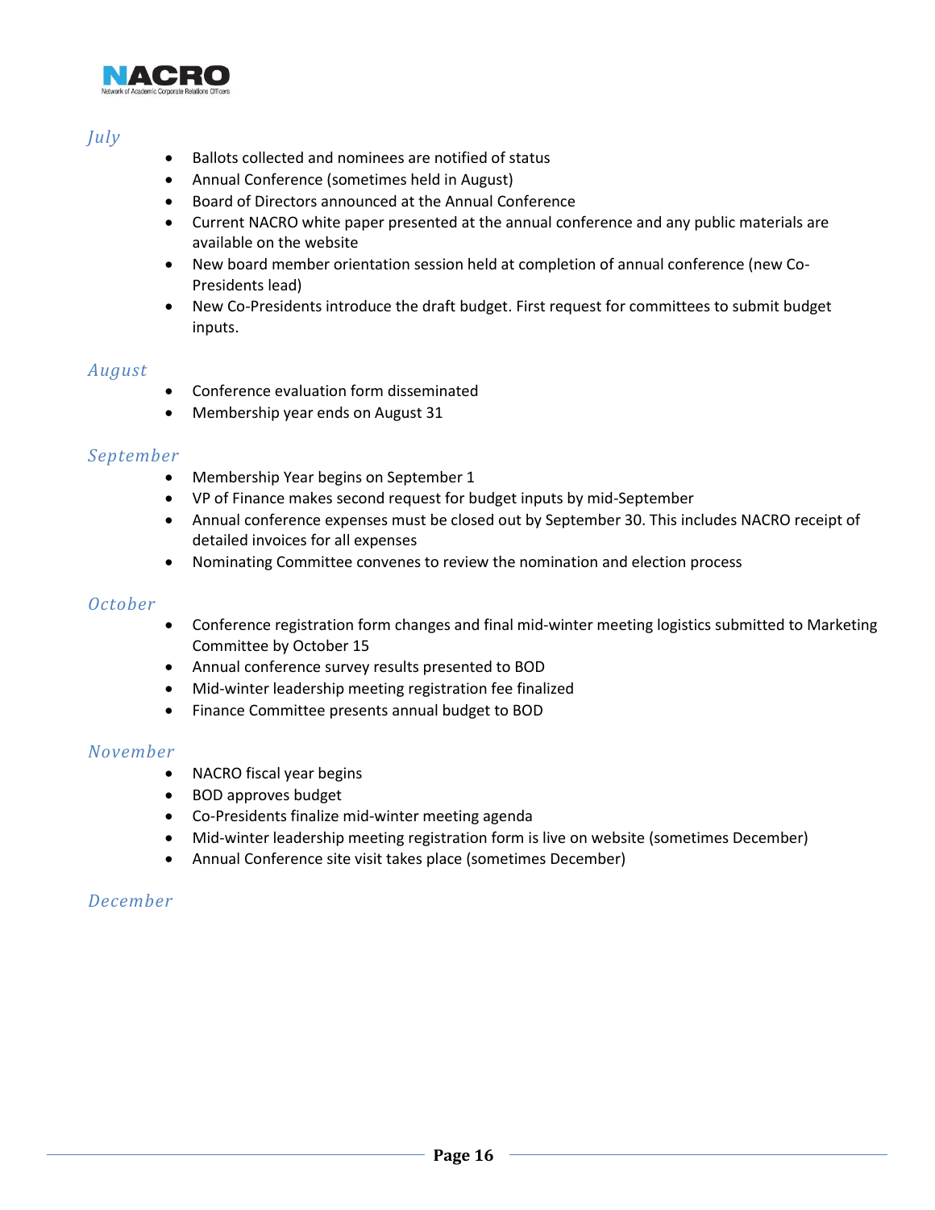### July

- Ballots collected and nominees are notified of status
- Annual Conference (sometimes held in August)
- Board of Directors announced at the Annual Conference
- Current NACRO white paper presented at the annual conference and any public materials are available on the website
- New board member orientation session held at completion of annual conference (new Co-Presidents lead)
- New Co-Presidents introduce the draft budget. First request for committees to submit budget inputs.

### August

- Conference evaluation form disseminated
- Membership year ends on August 31

### September

- Membership Year begins on September 1
- VP of Finance makes second request for budget inputs by mid-September
- Annual conference expenses must be closed out by September 30. This includes NACRO receipt of detailed invoices for all expenses
- Nominating Committee convenes to review the nomination and election process

### October

- Conference registration form changes and final mid-winter meeting logistics submitted to Marketing Committee by October 15
- Annual conference survey results presented to BOD
- Mid-winter leadership meeting registration fee finalized
- Finance Committee presents annual budget to BOD

### November

- NACRO fiscal year begins
- BOD approves budget
- Co-Presidents finalize mid-winter meeting agenda
- Mid-winter leadership meeting registration form is live on website (sometimes December)
- Annual Conference site visit takes place (sometimes December)

### December